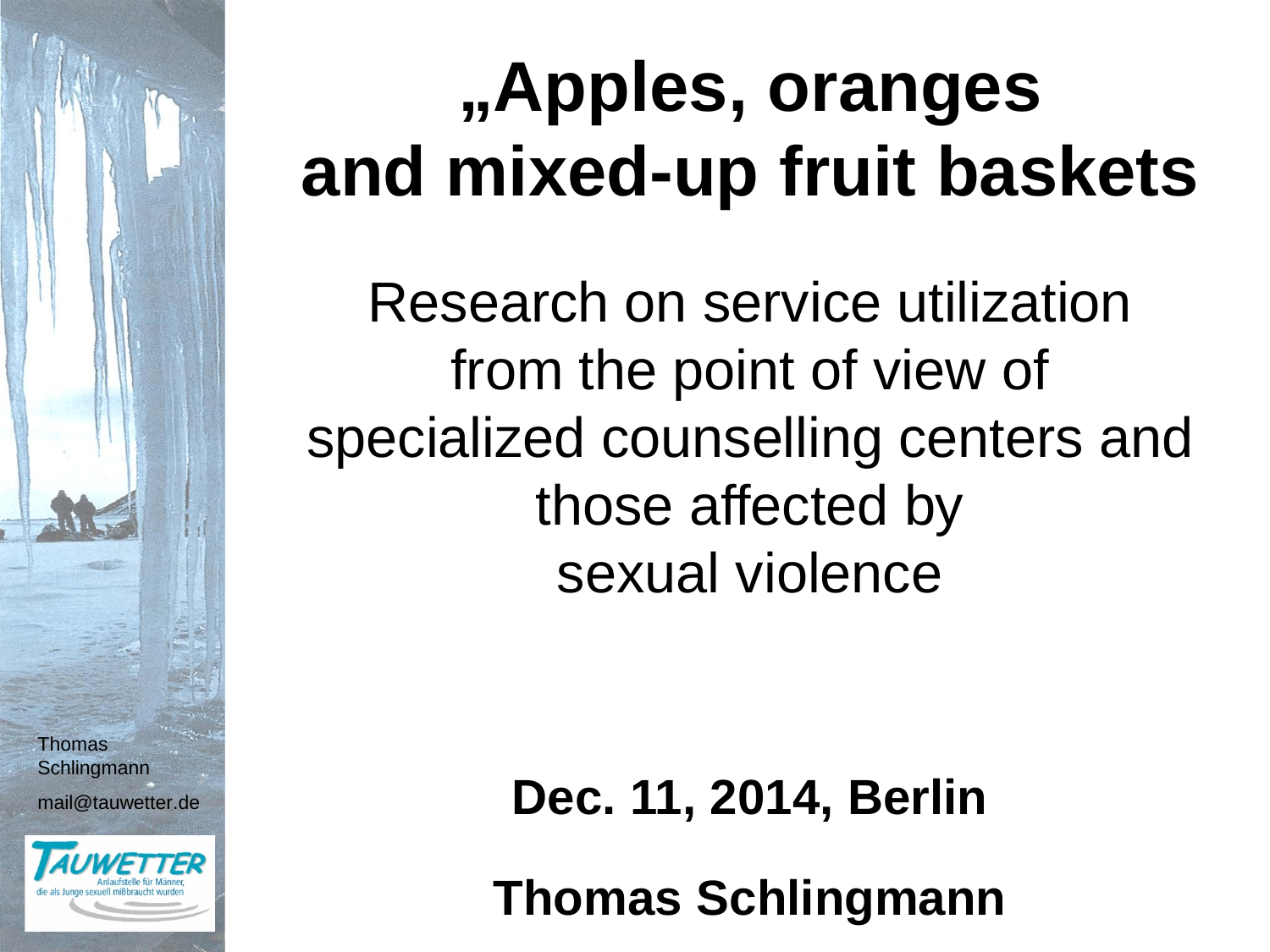# „Apples, oranges and mixed-up fruit baskets

Research on service utilization from the point of view of specialized counselling centers and those affected by sexual violence

**Dec. 11, 2014, Berlin**

**Thomas Schlingmann**

Thomas Schlingmann

mail@tauwetter.de

TAUWETTER

Anlaufstelle für Männer, die als Junge sexuell mißbraucht wurden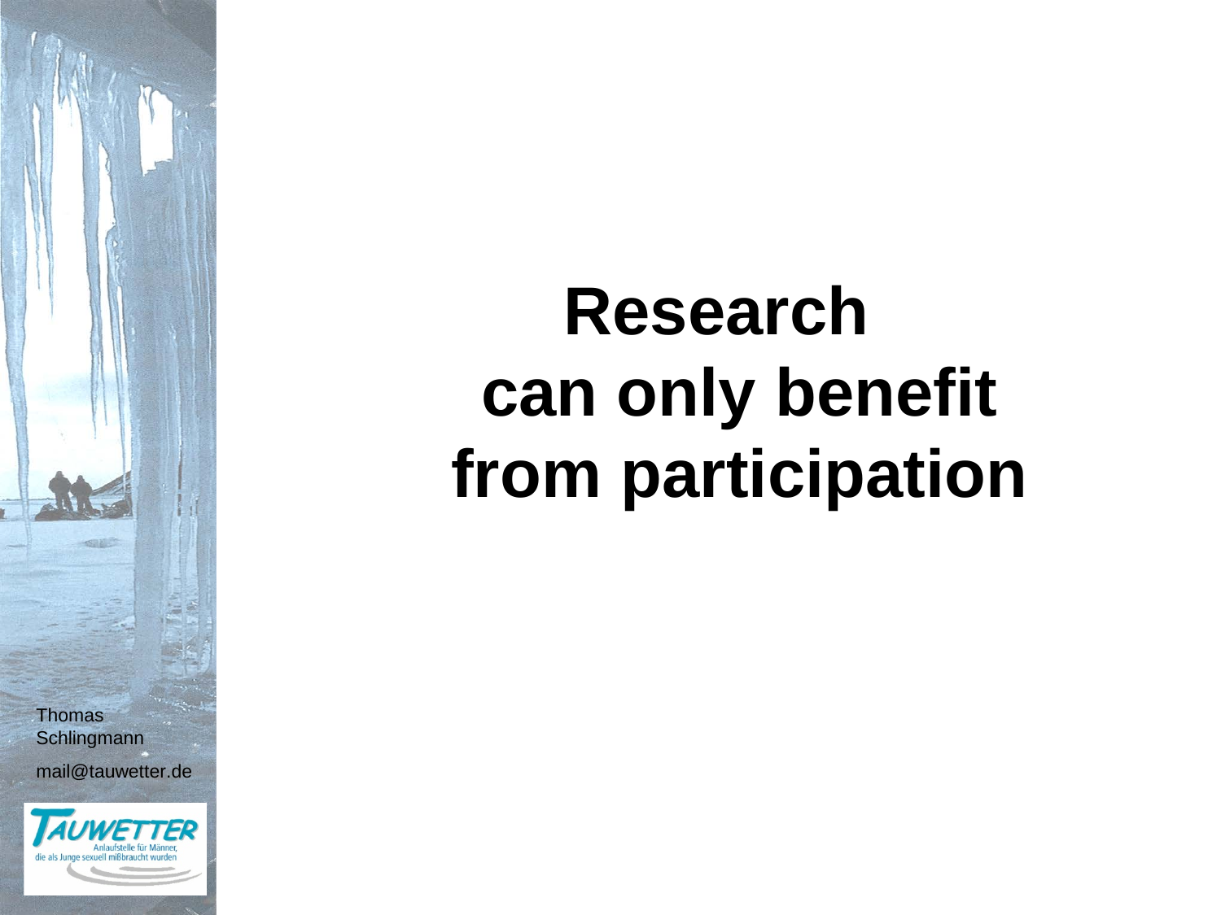# Research can only benefit from participation

Thomas Schlingmann

mail@tauwetter.de

TAUWETTER

Anlaufstelle für Männer, die als Junge sexuell mißbraucht wurden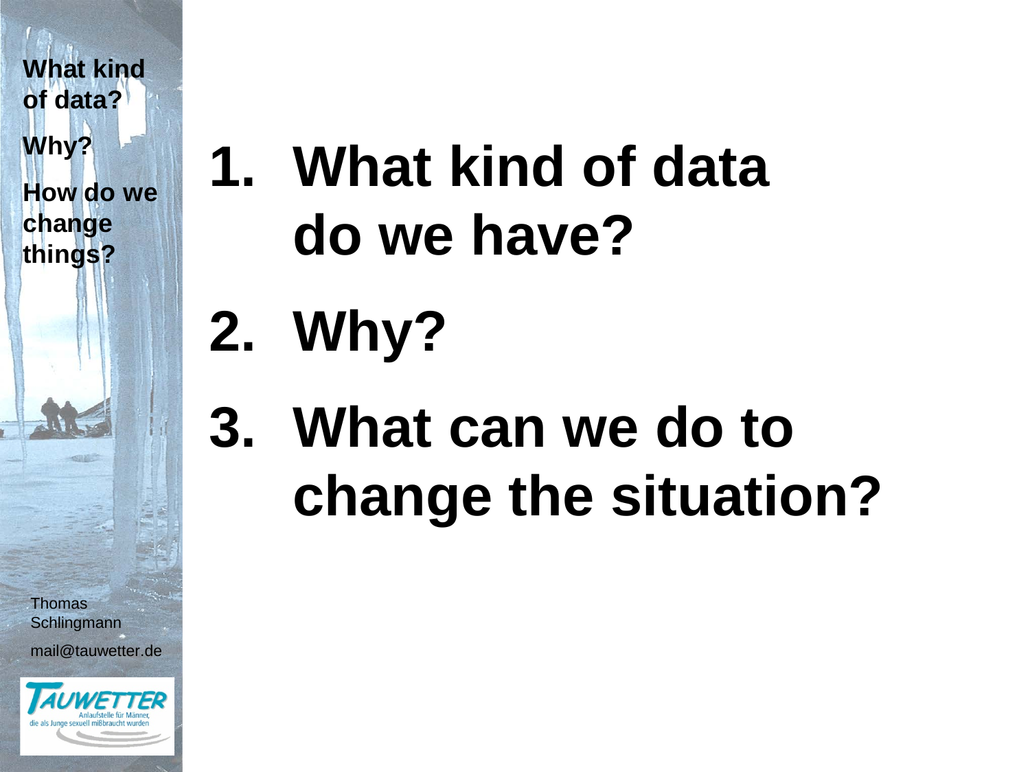What kind of data?

Why?

How do we change things?

1. **What kind of data do we have?**
2. **Why?**
3. **What can we do to change the situation?**

Thomas Schlingmann

mail@tauwetter.de

TAUWETTER

Anlaufstelle für Männer, die als Junge sexuell mißbraucht wurden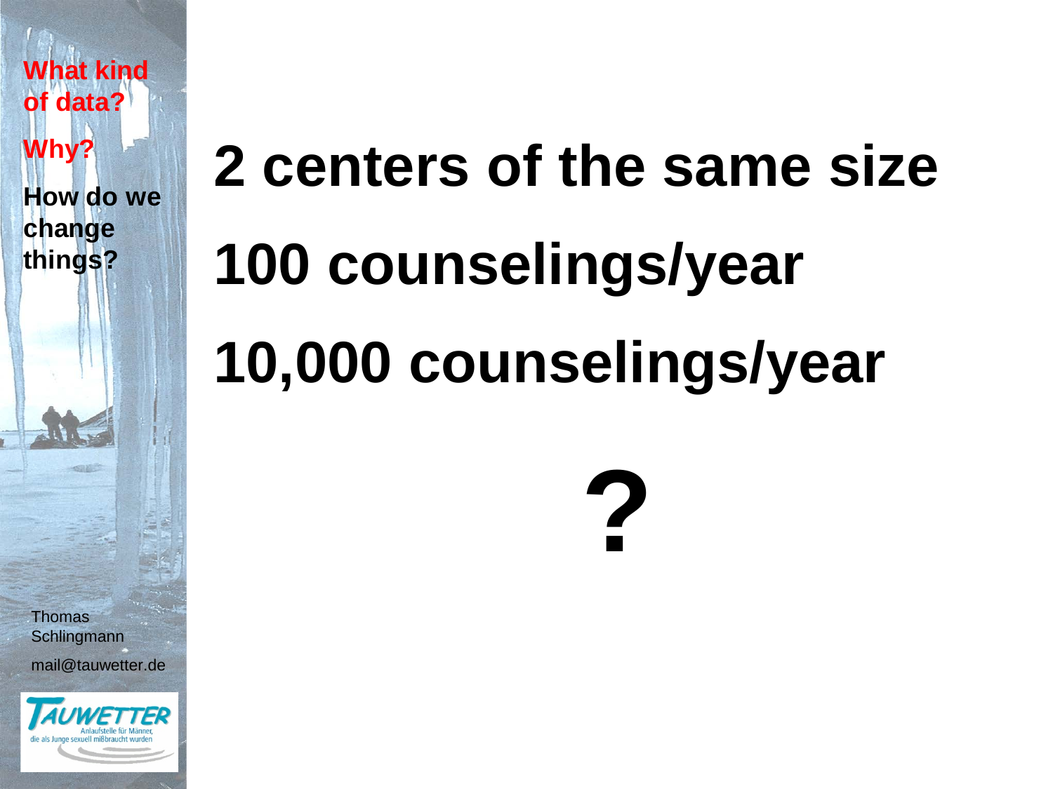**What kind of data?**

**Why?**

**How do we change things?**

# 2 centers of the same size

# 100 counselings/year

# 10,000 counselings/year

# ?

Thomas Schlingmann

mail@tauwetter.de

TAUWETTER

Anlaufstelle für Männer, die als Junge sexuell mißbraucht wurden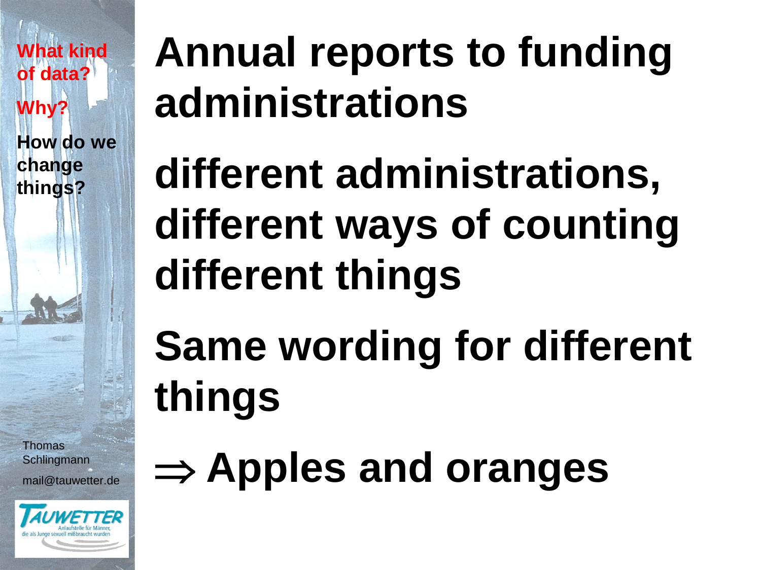What kind of data?

Why?

How do we change things?

# Annual reports to funding administrations

# different administrations, different ways of counting different things

# Same wording for different things

# ⇒ Apples and oranges

Thomas Schlingmann

mail@tauwetter.de

TAUWETTER

Anlaufstelle für Männer, die als Junge sexuell mißbraucht wurden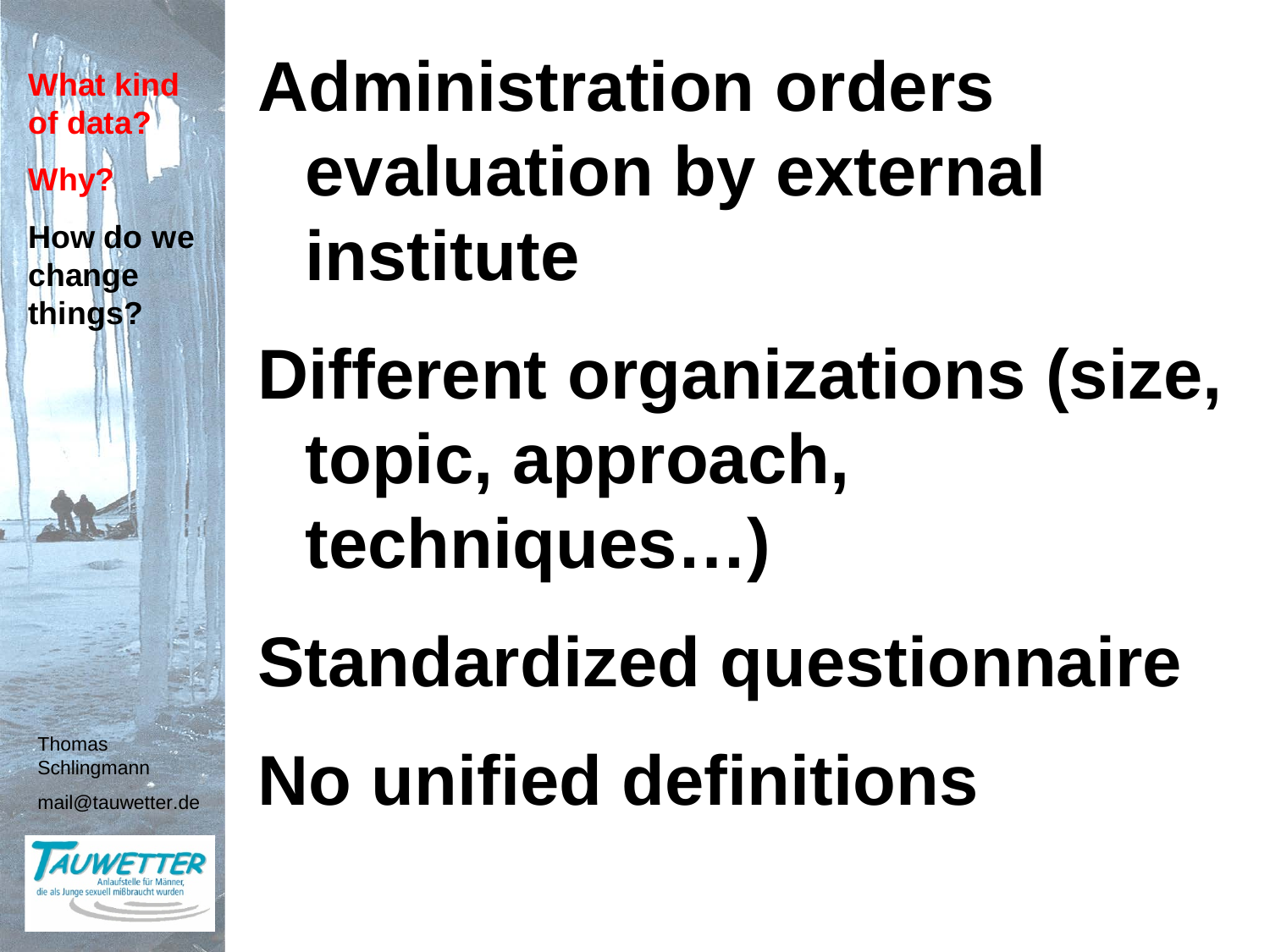What kind of data?

Why?

How do we change things?

# Administration orders evaluation by external institute

# Different organizations (size, topic, approach, techniques…)

# Standardized questionnaire

# No unified definitions

Thomas Schlingmann

mail@tauwetter.de

TAUWETTER
Anlaufstelle für Männer, die als Junge sexuell mißbraucht wurden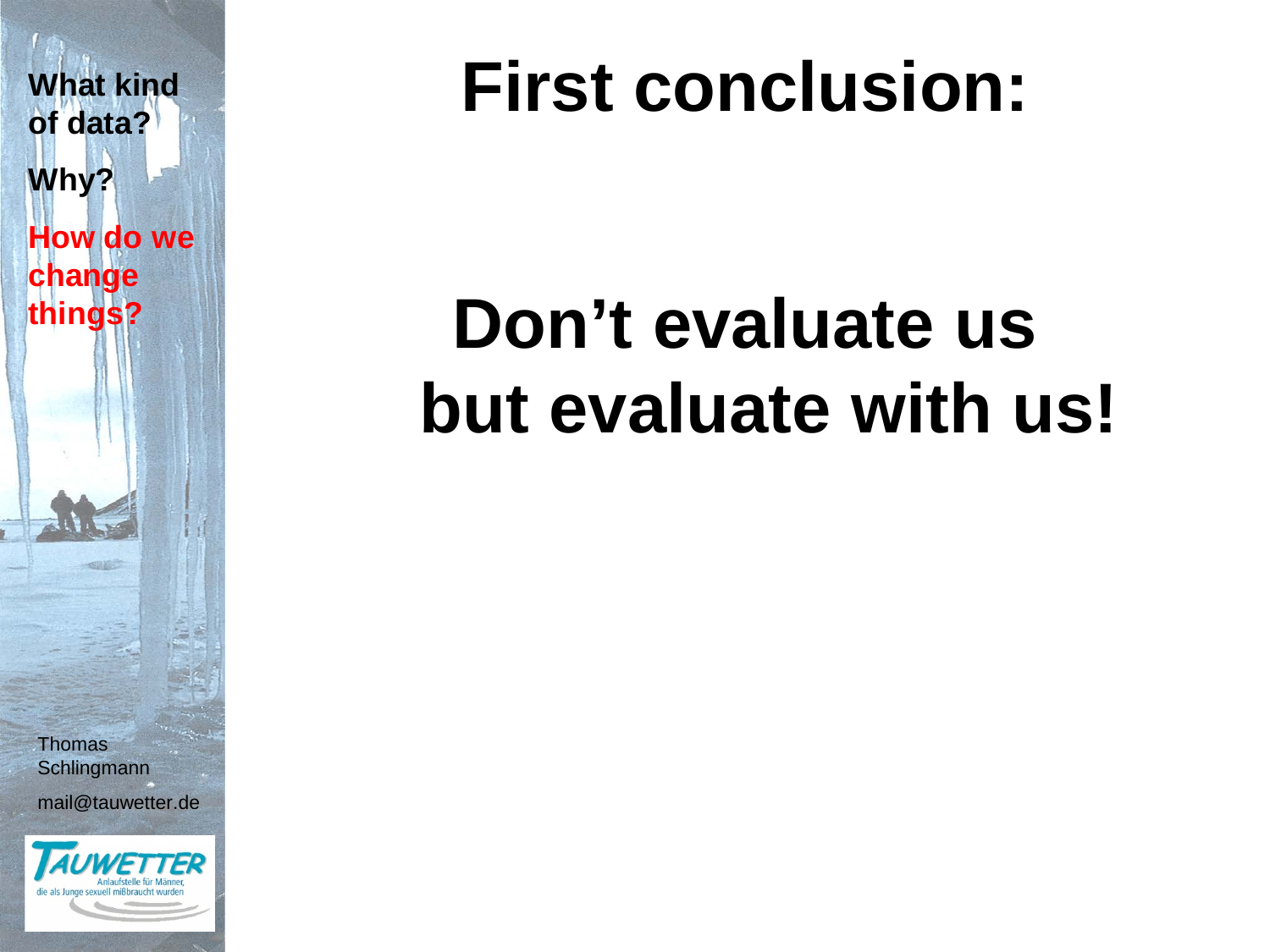What kind of data?

Why?

How do we change things?

# First conclusion:

## Don't evaluate us but evaluate with us!

Thomas Schlingmann

mail@tauwetter.de

TAUWETTER

Anlaufstelle für Männer, die als Junge sexuell mißbraucht wurden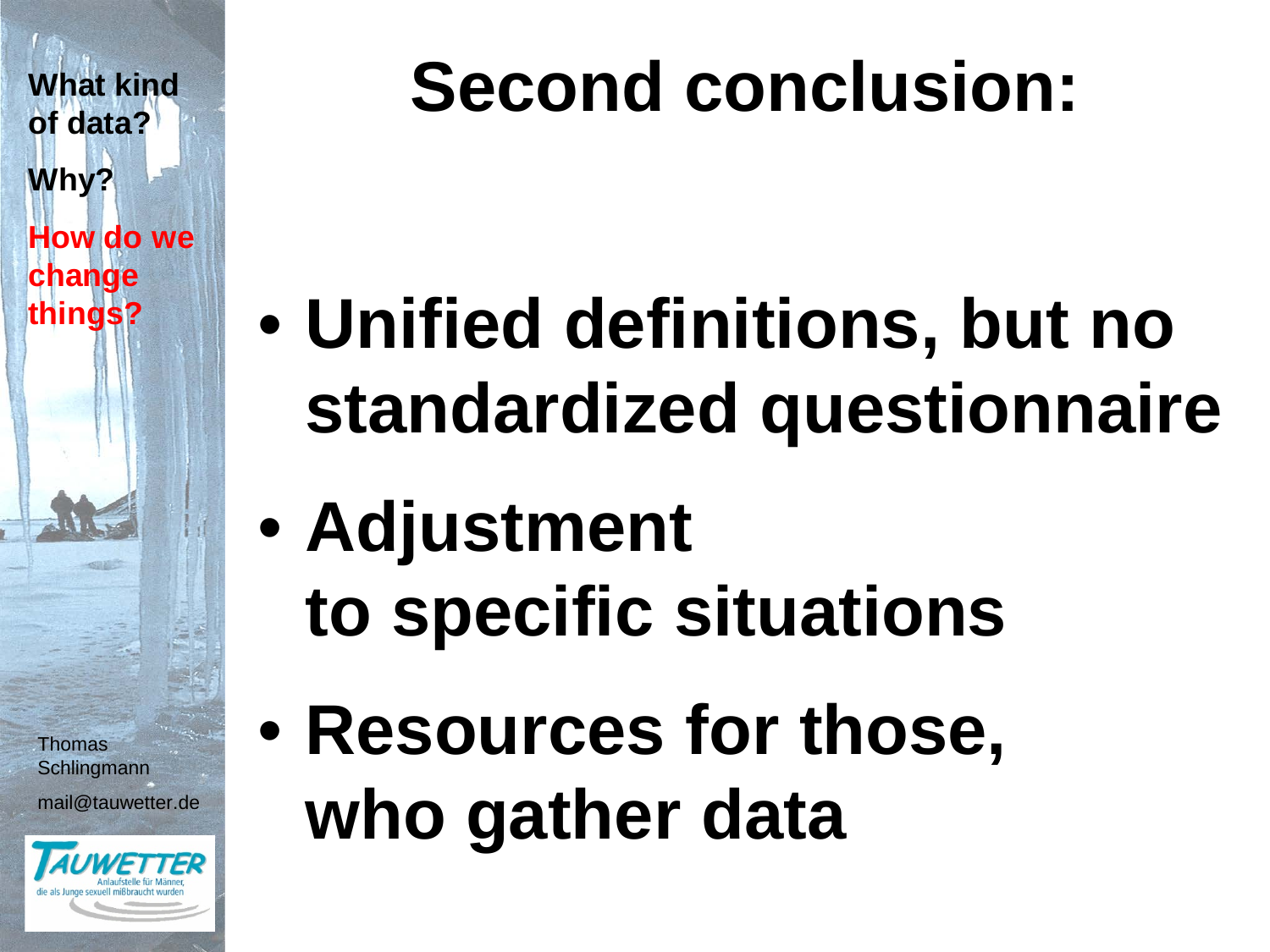What kind of data?

Why?

**How do we change things?**

# Second conclusion:

- **Unified definitions, but no standardized questionnaire**
- **Adjustment to specific situations**
- **Resources for those, who gather data**

Thomas Schlingmann

mail@tauwetter.de

TAUWETTER

Anlaufstelle für Männer, die als Junge sexuell mißbraucht wurden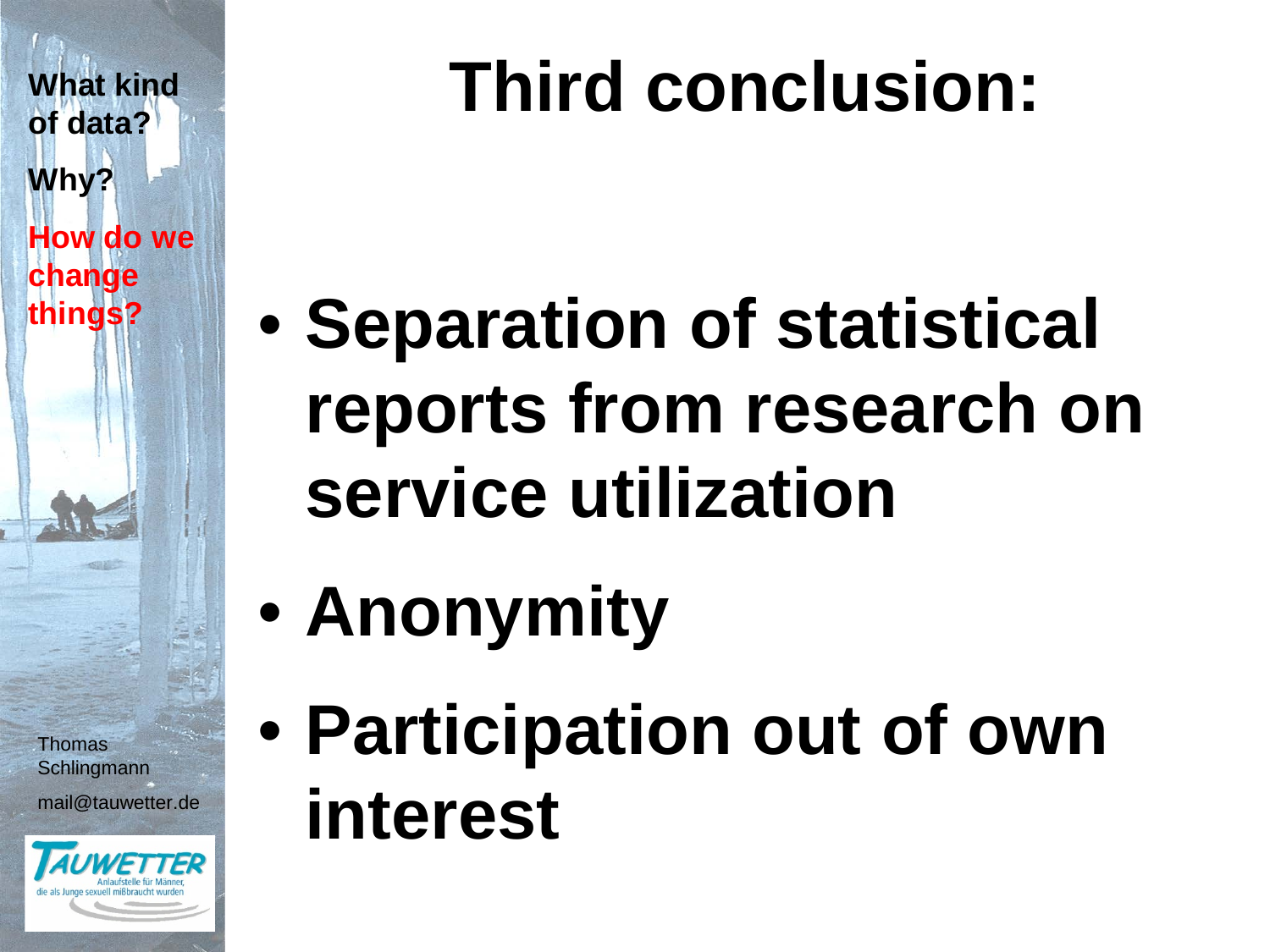What kind of data?

Why?

How do we change things?

# Third conclusion:

- **Separation of statistical reports from research on service utilization**
- **Anonymity**
- **Participation out of own interest**

Thomas Schlingmann

mail@tauwetter.de

TAUWETTER

Anlaufstelle für Männer, die als Junge sexuell mißbraucht wurden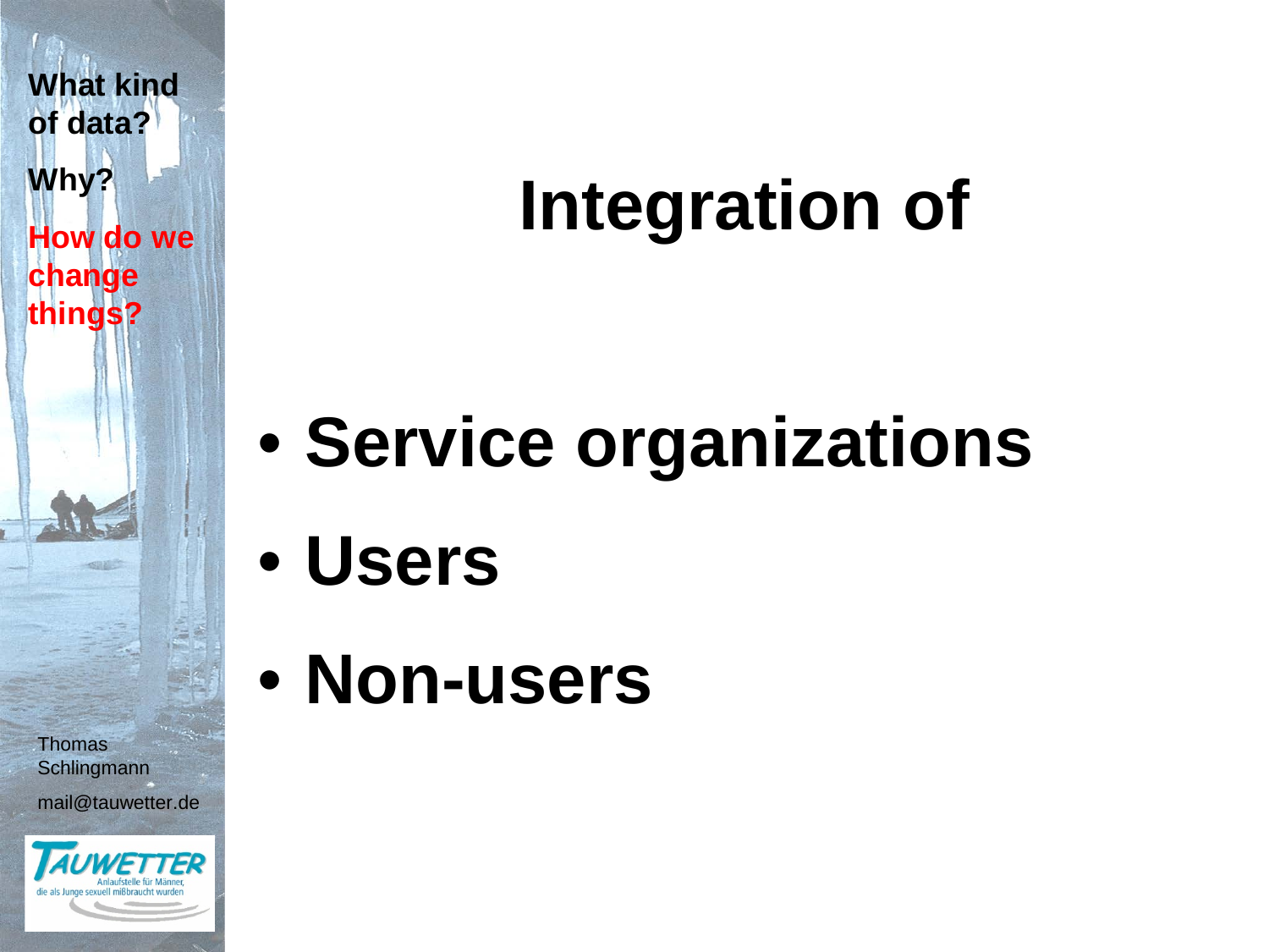**What kind of data?**

**Why?**

**How do we change things?**

# Integration of

- **Service organizations**
- **Users**
- **Non-users**

Thomas Schlingmann

mail@tauwetter.de

TAUWETTER
Anlaufstelle für Männer, die als Junge sexuell mißbraucht wurden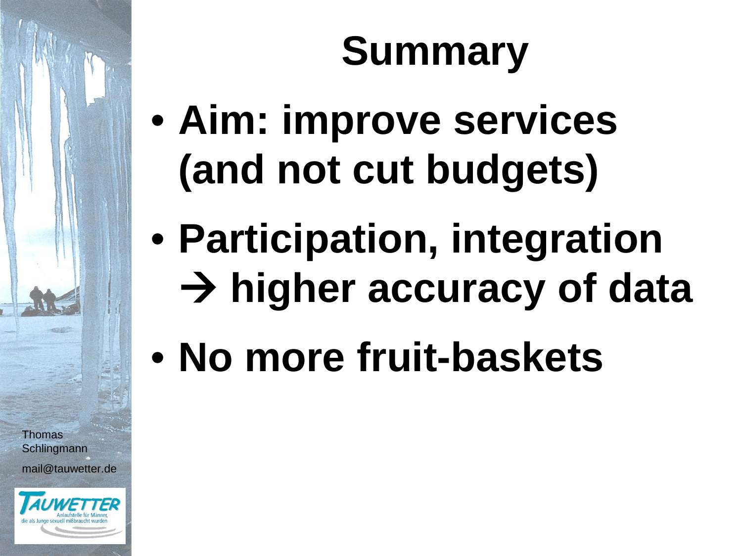# Summary

- **Aim: improve services (and not cut budgets)**
- **Participation, integration → higher accuracy of data**
- **No more fruit-baskets**

Thomas Schlingmann

mail@tauwetter.de

TAUWETTER

Anlaufstelle für Männer, die als Junge sexuell mißbraucht wurden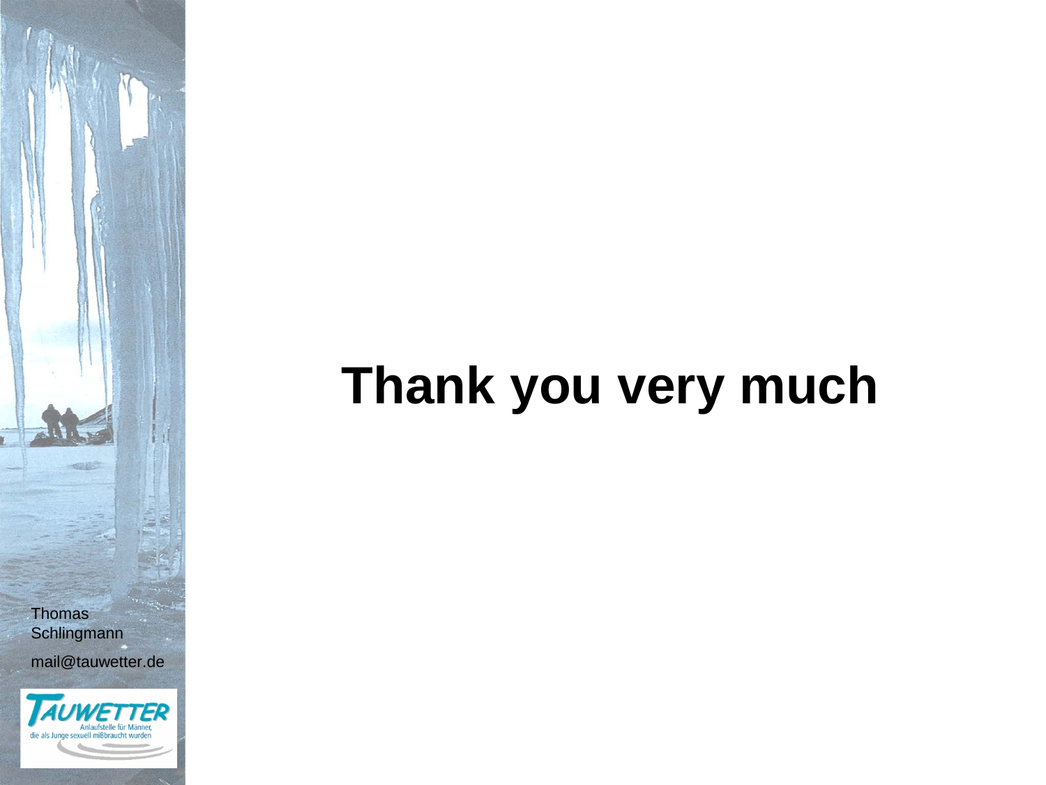# Thank you very much

Thomas Schlingmann

mail@tauwetter.de

TAUWETTER

Anlaufstelle für Männer, die als Junge sexuell mißbraucht wurden